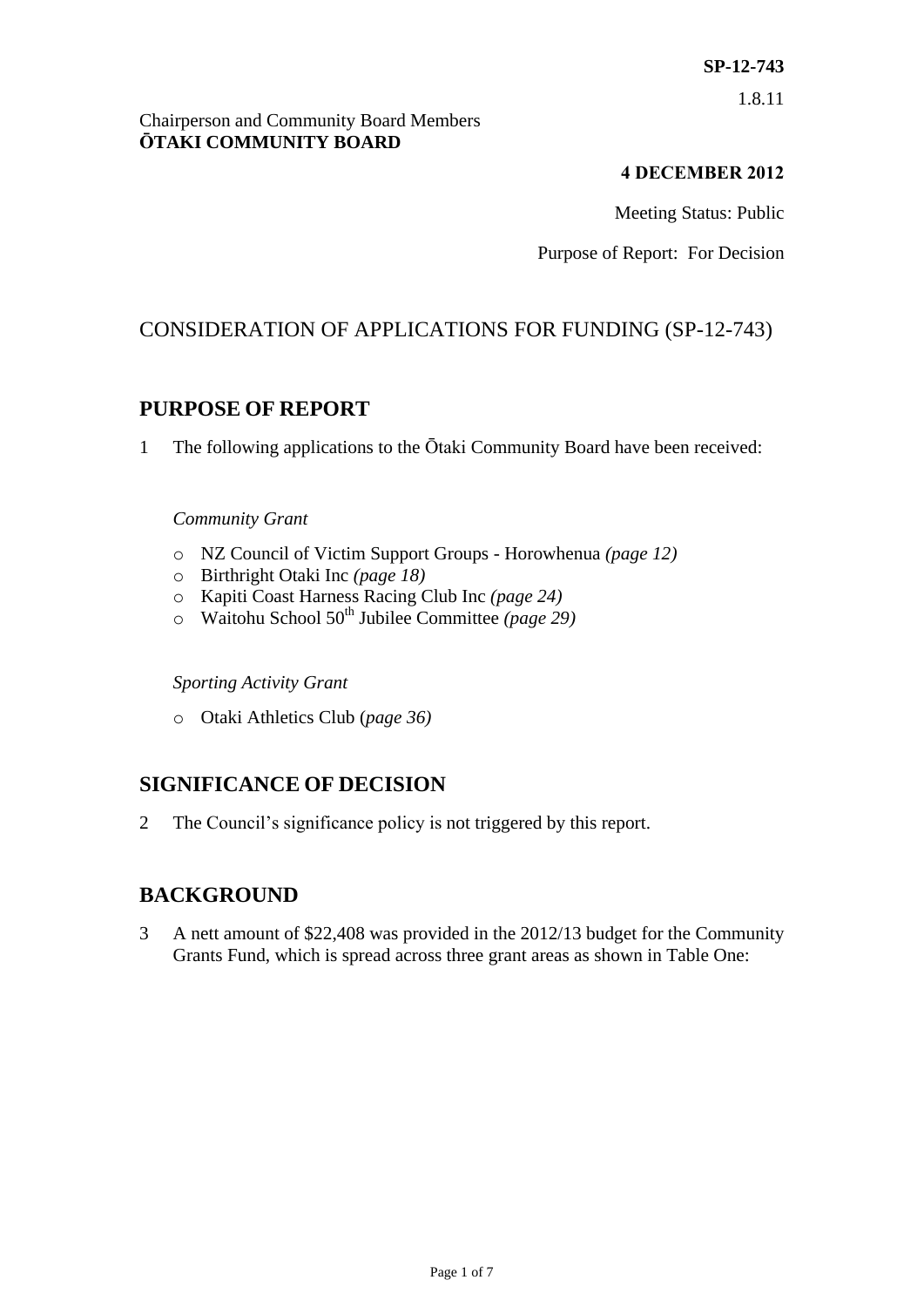**SP-12-743**

1.8.11

Chairperson and Community Board Members
**ŌTAKI COMMUNITY BOARD**

**4 DECEMBER 2012**

Meeting Status: Public

Purpose of Report: For Decision

# CONSIDERATION OF APPLICATIONS FOR FUNDING (SP-12-743)

## PURPOSE OF REPORT

1 The following applications to the Ōtaki Community Board have been received:

*Community Grant*

- NZ Council of Victim Support Groups - Horowhenua *(page 12)*
- Birthright Otaki Inc *(page 18)*
- Kapiti Coast Harness Racing Club Inc *(page 24)*
- Waitohu School 50th Jubilee Committee *(page 29)*

*Sporting Activity Grant*

- Otaki Athletics Club (*page 36)*

## SIGNIFICANCE OF DECISION

2 The Council's significance policy is not triggered by this report.

## BACKGROUND

3 A nett amount of $22,408 was provided in the 2012/13 budget for the Community Grants Fund, which is spread across three grant areas as shown in Table One: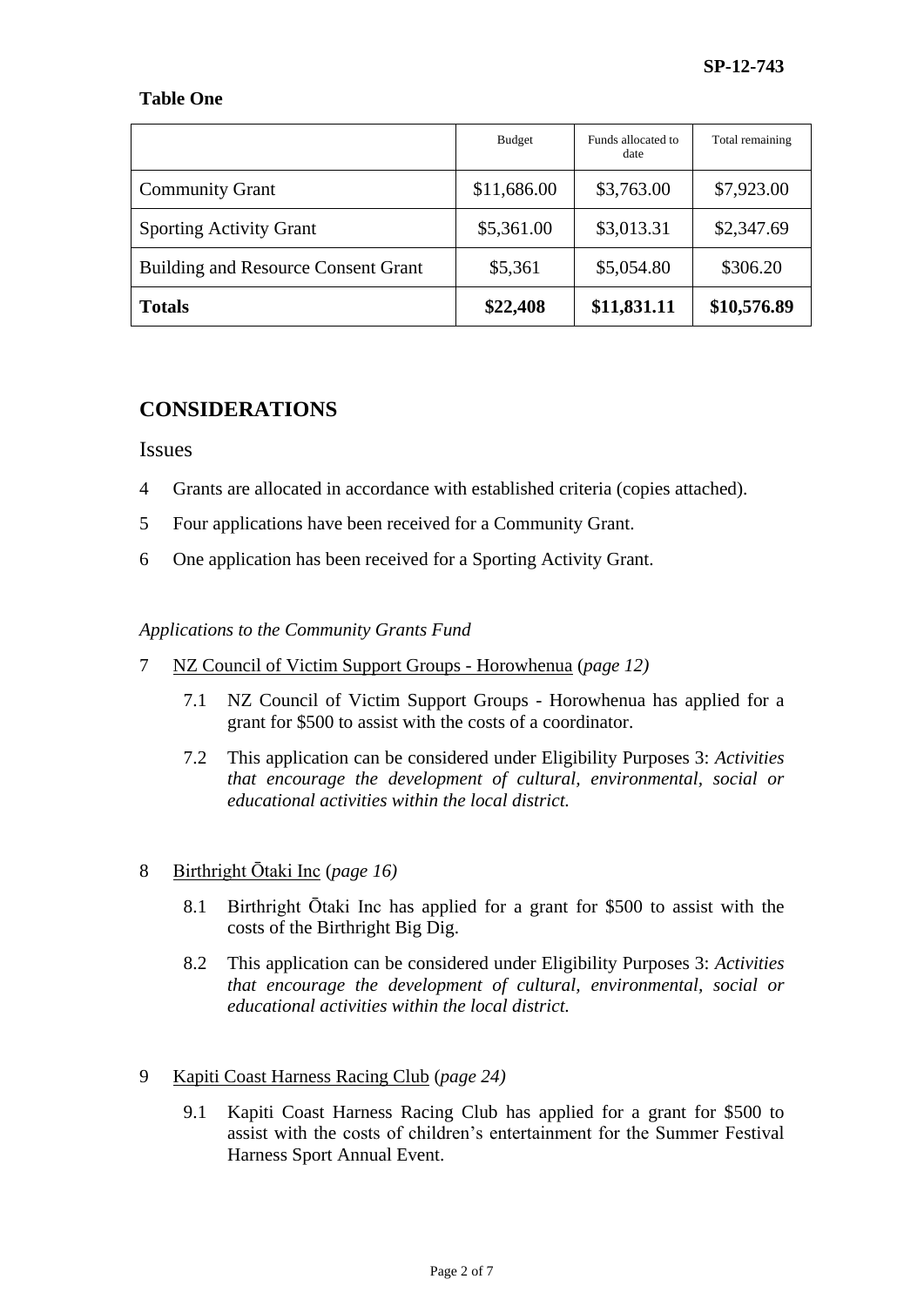SP-12-743

**Table One**

| | Budget | Funds allocated to date | Total remaining |
|---|---|---|---|
| Community Grant | $11,686.00 | $3,763.00 | $7,923.00 |
| Sporting Activity Grant | $5,361.00 | $3,013.31 | $2,347.69 |
| Building and Resource Consent Grant | $5,361 | $5,054.80 | $306.20 |
| **Totals** | **$22,408** | **$11,831.11** | **$10,576.89** |

## CONSIDERATIONS

### Issues

4 Grants are allocated in accordance with established criteria (copies attached).

5 Four applications have been received for a Community Grant.

6 One application has been received for a Sporting Activity Grant.

*Applications to the Community Grants Fund*

7 NZ Council of Victim Support Groups - Horowhenua (*page 12)*

7.1 NZ Council of Victim Support Groups - Horowhenua has applied for a grant for $500 to assist with the costs of a coordinator.

7.2 This application can be considered under Eligibility Purposes 3: *Activities that encourage the development of cultural, environmental, social or educational activities within the local district.*

8 Birthright Ōtaki Inc (*page 16)*

8.1 Birthright Ōtaki Inc has applied for a grant for $500 to assist with the costs of the Birthright Big Dig.

8.2 This application can be considered under Eligibility Purposes 3: *Activities that encourage the development of cultural, environmental, social or educational activities within the local district.*

9 Kapiti Coast Harness Racing Club (*page 24)*

9.1 Kapiti Coast Harness Racing Club has applied for a grant for $500 to assist with the costs of children's entertainment for the Summer Festival Harness Sport Annual Event.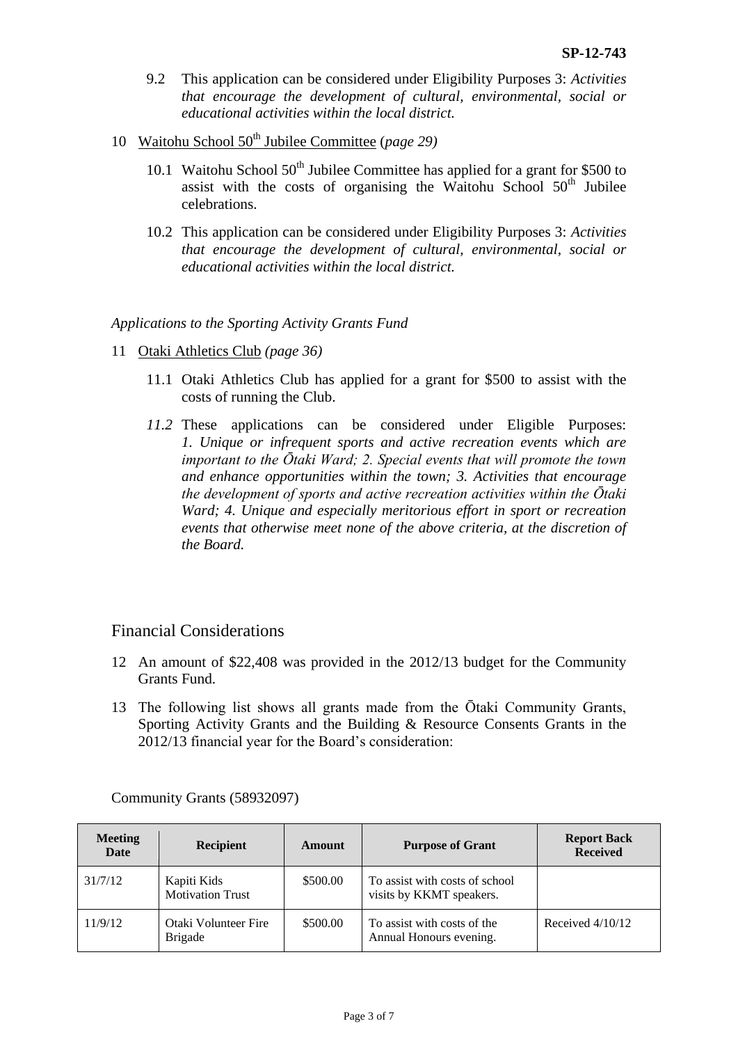9.2 This application can be considered under Eligibility Purposes 3: *Activities that encourage the development of cultural, environmental, social or educational activities within the local district.*

10 Waitohu School 50th Jubilee Committee (*page 29*)

10.1 Waitohu School 50th Jubilee Committee has applied for a grant for $500 to assist with the costs of organising the Waitohu School 50th Jubilee celebrations.

10.2 This application can be considered under Eligibility Purposes 3: *Activities that encourage the development of cultural, environmental, social or educational activities within the local district.*

*Applications to the Sporting Activity Grants Fund*

11 Otaki Athletics Club *(page 36)*

11.1 Otaki Athletics Club has applied for a grant for $500 to assist with the costs of running the Club.

*11.2* These applications can be considered under Eligible Purposes: *1. Unique or infrequent sports and active recreation events which are important to the Ōtaki Ward; 2. Special events that will promote the town and enhance opportunities within the town; 3. Activities that encourage the development of sports and active recreation activities within the Ōtaki Ward; 4. Unique and especially meritorious effort in sport or recreation events that otherwise meet none of the above criteria, at the discretion of the Board.*

## Financial Considerations

12 An amount of $22,408 was provided in the 2012/13 budget for the Community Grants Fund.

13 The following list shows all grants made from the Ōtaki Community Grants, Sporting Activity Grants and the Building & Resource Consents Grants in the 2012/13 financial year for the Board's consideration:

Community Grants (58932097)

| Meeting Date | Recipient | Amount | Purpose of Grant | Report Back Received |
|---|---|---|---|---|
| 31/7/12 | Kapiti Kids Motivation Trust | $500.00 | To assist with costs of school visits by KKMT speakers. | |
| 11/9/12 | Otaki Volunteer Fire Brigade | $500.00 | To assist with costs of the Annual Honours evening. | Received 4/10/12 |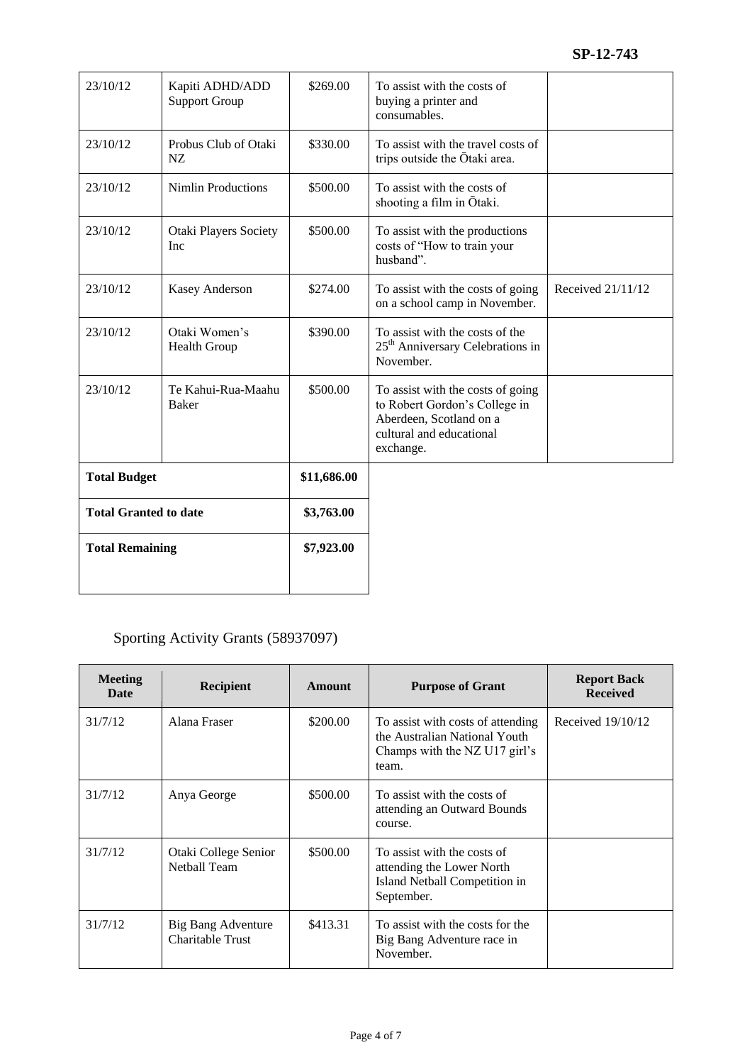| | | | | |
|---|---|---|---|---|
| 23/10/12 | Kapiti ADHD/ADD Support Group | \$269.00 | To assist with the costs of buying a printer and consumables. | |
| 23/10/12 | Probus Club of Otaki NZ | \$330.00 | To assist with the travel costs of trips outside the Ōtaki area. | |
| 23/10/12 | Nimlin Productions | \$500.00 | To assist with the costs of shooting a film in Ōtaki. | |
| 23/10/12 | Otaki Players Society Inc | \$500.00 | To assist with the productions costs of "How to train your husband". | |
| 23/10/12 | Kasey Anderson | \$274.00 | To assist with the costs of going on a school camp in November. | Received 21/11/12 |
| 23/10/12 | Otaki Women's Health Group | \$390.00 | To assist with the costs of the 25th Anniversary Celebrations in November. | |
| 23/10/12 | Te Kahui-Rua-Maahu Baker | \$500.00 | To assist with the costs of going to Robert Gordon's College in Aberdeen, Scotland on a cultural and educational exchange. | |
| **Total Budget** | | **\$11,686.00** | | |
| **Total Granted to date** | | **\$3,763.00** | | |
| **Total Remaining** | | **\$7,923.00** | | |

Sporting Activity Grants (58937097)

| Meeting Date | Recipient | Amount | Purpose of Grant | Report Back Received |
|---|---|---|---|---|
| 31/7/12 | Alana Fraser | \$200.00 | To assist with costs of attending the Australian National Youth Champs with the NZ U17 girl's team. | Received 19/10/12 |
| 31/7/12 | Anya George | \$500.00 | To assist with the costs of attending an Outward Bounds course. | |
| 31/7/12 | Otaki College Senior Netball Team | \$500.00 | To assist with the costs of attending the Lower North Island Netball Competition in September. | |
| 31/7/12 | Big Bang Adventure Charitable Trust | \$413.31 | To assist with the costs for the Big Bang Adventure race in November. | |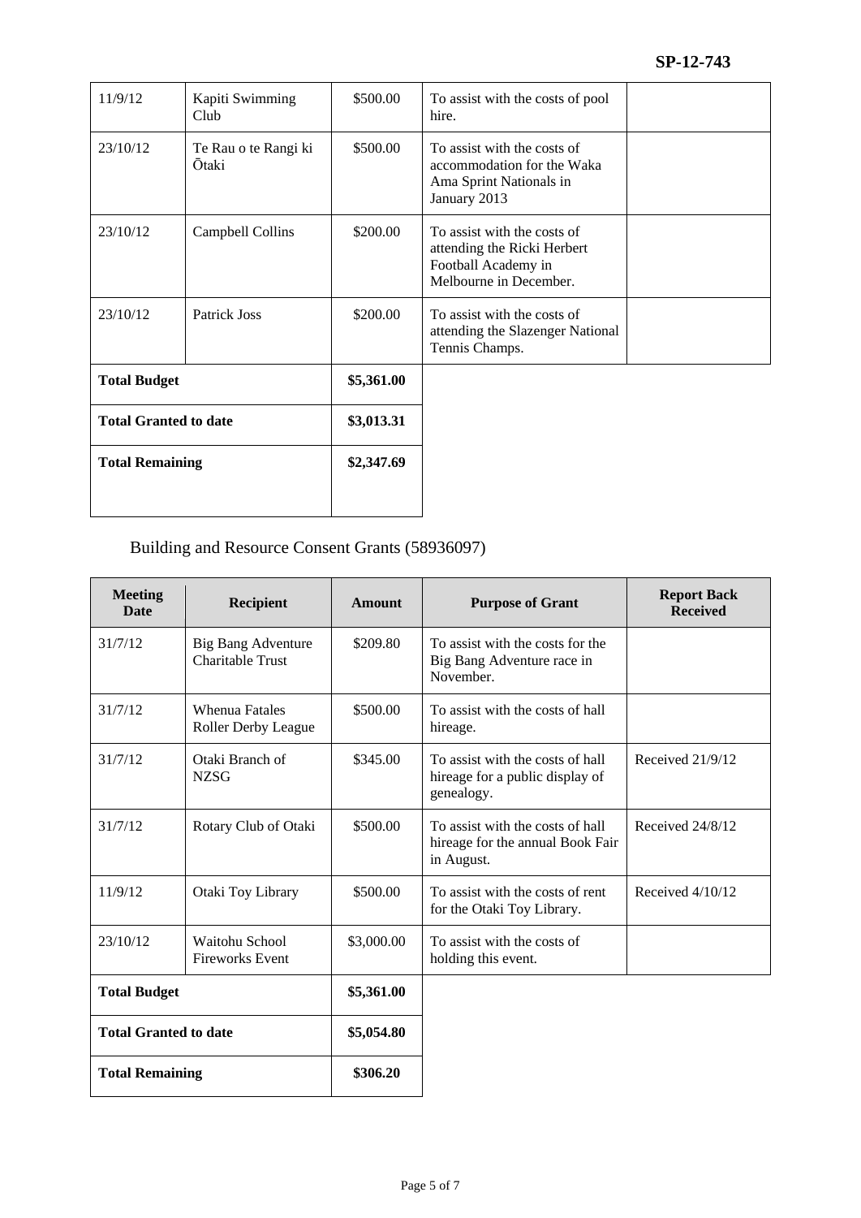| 11/9/12 | Kapiti Swimming Club | \$500.00 | To assist with the costs of pool hire. | |
|---|---|---|---|---|
| 23/10/12 | Te Rau o te Rangi ki Ōtaki | \$500.00 | To assist with the costs of accommodation for the Waka Ama Sprint Nationals in January 2013 | |
| 23/10/12 | Campbell Collins | \$200.00 | To assist with the costs of attending the Ricki Herbert Football Academy in Melbourne in December. | |
| 23/10/12 | Patrick Joss | \$200.00 | To assist with the costs of attending the Slazenger National Tennis Champs. | |
| **Total Budget** | | **\$5,361.00** | | |
| **Total Granted to date** | | **\$3,013.31** | | |
| **Total Remaining** | | **\$2,347.69** | | |

Building and Resource Consent Grants (58936097)

| Meeting Date | Recipient | Amount | Purpose of Grant | Report Back Received |
|---|---|---|---|---|
| 31/7/12 | Big Bang Adventure Charitable Trust | \$209.80 | To assist with the costs for the Big Bang Adventure race in November. | |
| 31/7/12 | Whenua Fatales Roller Derby League | \$500.00 | To assist with the costs of hall hireage. | |
| 31/7/12 | Otaki Branch of NZSG | \$345.00 | To assist with the costs of hall hireage for a public display of genealogy. | Received 21/9/12 |
| 31/7/12 | Rotary Club of Otaki | \$500.00 | To assist with the costs of hall hireage for the annual Book Fair in August. | Received 24/8/12 |
| 11/9/12 | Otaki Toy Library | \$500.00 | To assist with the costs of rent for the Otaki Toy Library. | Received 4/10/12 |
| 23/10/12 | Waitohu School Fireworks Event | \$3,000.00 | To assist with the costs of holding this event. | |
| **Total Budget** | | **\$5,361.00** | | |
| **Total Granted to date** | | **\$5,054.80** | | |
| **Total Remaining** | | **\$306.20** | | |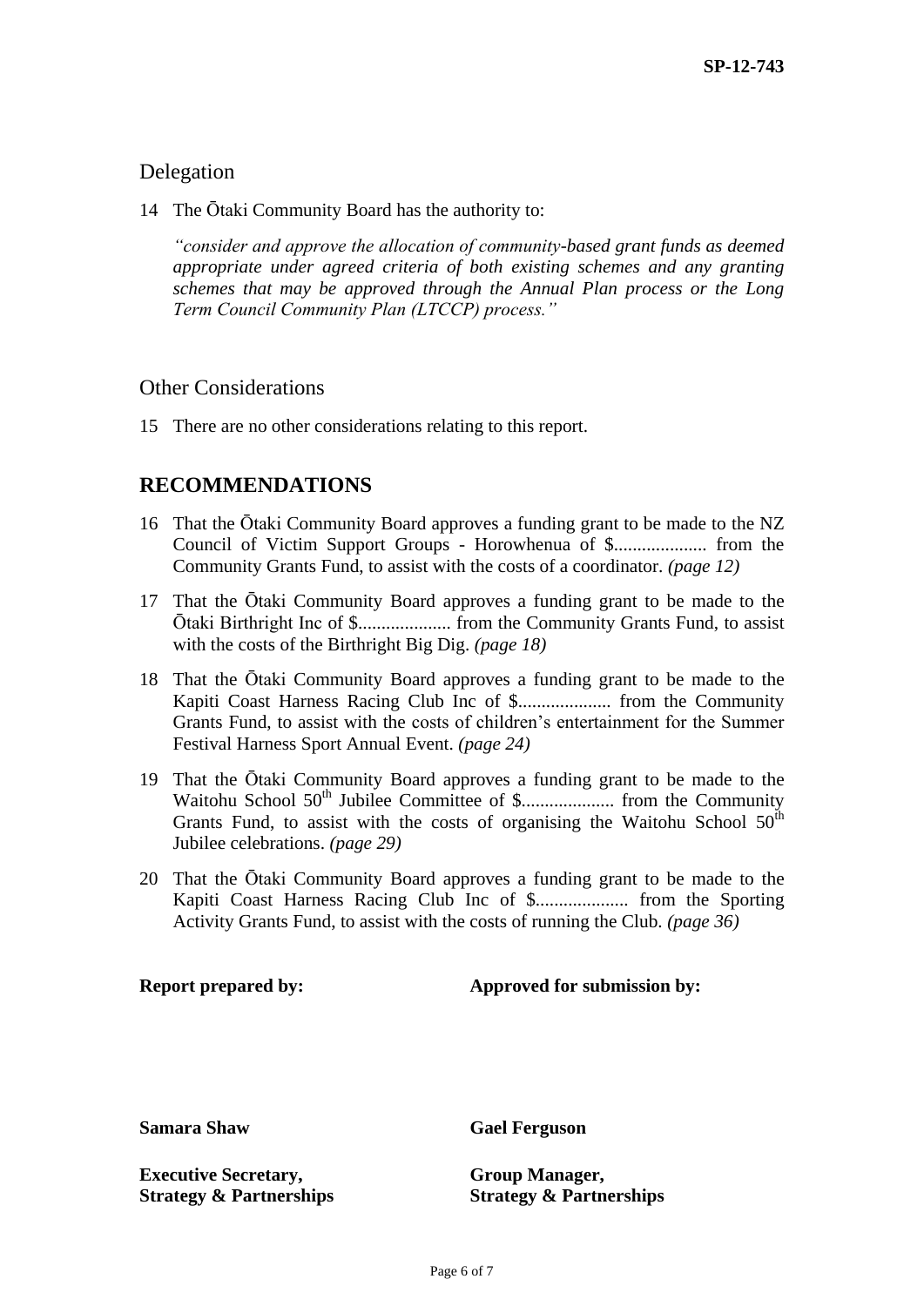## Delegation

14 The Ōtaki Community Board has the authority to:

*"consider and approve the allocation of community-based grant funds as deemed appropriate under agreed criteria of both existing schemes and any granting schemes that may be approved through the Annual Plan process or the Long Term Council Community Plan (LTCCP) process."*

## Other Considerations

15 There are no other considerations relating to this report.

## RECOMMENDATIONS

16 That the Ōtaki Community Board approves a funding grant to be made to the NZ Council of Victim Support Groups - Horowhenua of $.................... from the Community Grants Fund, to assist with the costs of a coordinator. *(page 12)*

17 That the Ōtaki Community Board approves a funding grant to be made to the Ōtaki Birthright Inc of $.................... from the Community Grants Fund, to assist with the costs of the Birthright Big Dig. *(page 18)*

18 That the Ōtaki Community Board approves a funding grant to be made to the Kapiti Coast Harness Racing Club Inc of $.................... from the Community Grants Fund, to assist with the costs of children's entertainment for the Summer Festival Harness Sport Annual Event. *(page 24)*

19 That the Ōtaki Community Board approves a funding grant to be made to the Waitohu School 50th Jubilee Committee of $.................... from the Community Grants Fund, to assist with the costs of organising the Waitohu School 50th Jubilee celebrations. *(page 29)*

20 That the Ōtaki Community Board approves a funding grant to be made to the Kapiti Coast Harness Racing Club Inc of $.................... from the Sporting Activity Grants Fund, to assist with the costs of running the Club. *(page 36)*

| **Report prepared by:** | **Approved for submission by:** |
|---|---|
| **Samara Shaw** | **Gael Ferguson** |
| **Executive Secretary, Strategy & Partnerships** | **Group Manager, Strategy & Partnerships** |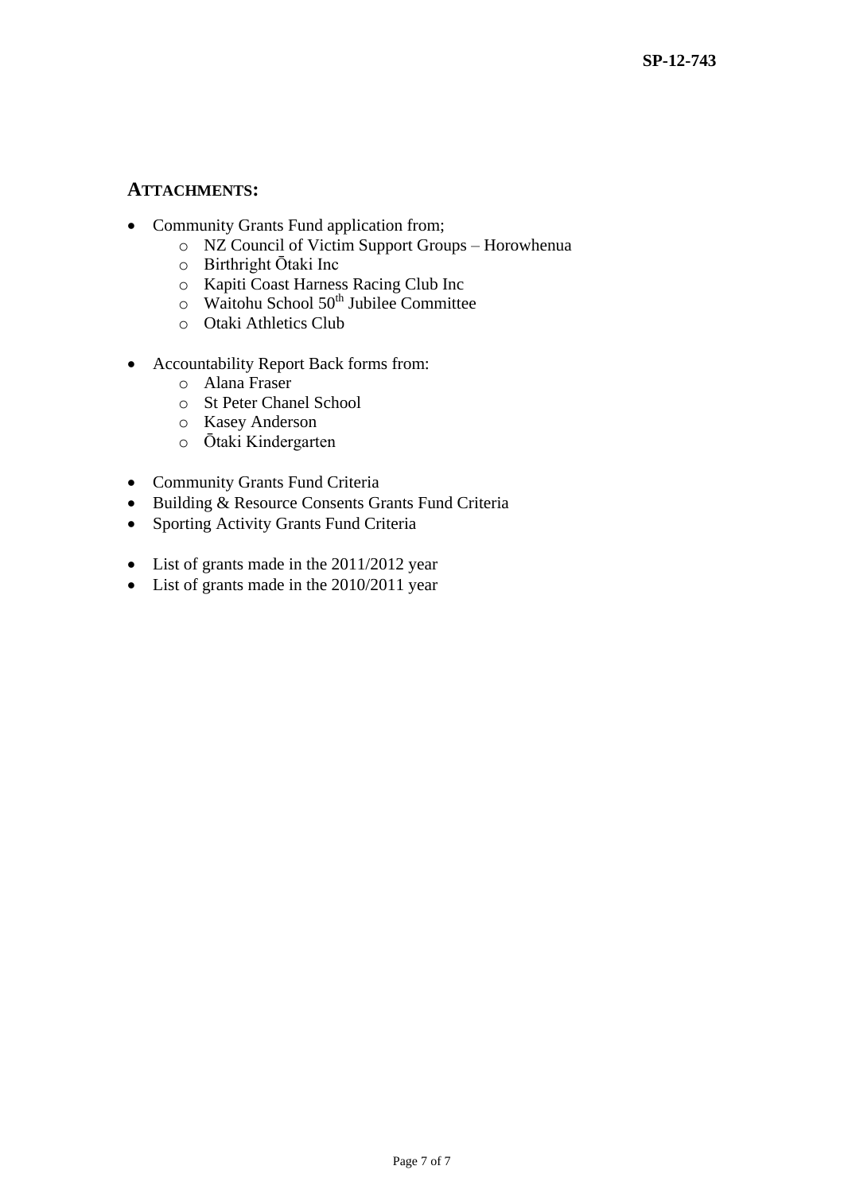## ATTACHMENTS:

- Community Grants Fund application from;
  - NZ Council of Victim Support Groups – Horowhenua
  - Birthright Ōtaki Inc
  - Kapiti Coast Harness Racing Club Inc
  - Waitohu School 50th Jubilee Committee
  - Otaki Athletics Club

- Accountability Report Back forms from:
  - Alana Fraser
  - St Peter Chanel School
  - Kasey Anderson
  - Ōtaki Kindergarten

- Community Grants Fund Criteria
- Building & Resource Consents Grants Fund Criteria
- Sporting Activity Grants Fund Criteria

- List of grants made in the 2011/2012 year
- List of grants made in the 2010/2011 year